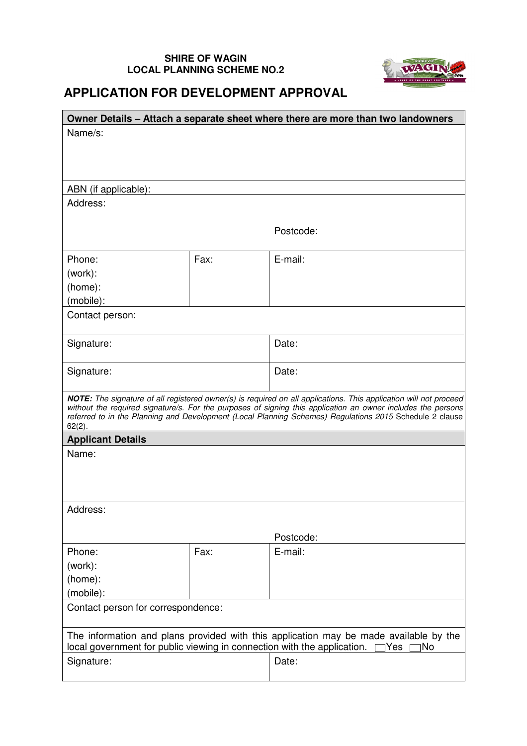**SHIRE OF WAGIN**
**LOCAL PLANNING SCHEME NO.2**

# APPLICATION FOR DEVELOPMENT APPROVAL

| **Owner Details – Attach a separate sheet where there are more than two landowners** | | |
|---|---|---|
| Name/s: | | |
| ABN (if applicable): | | |
| Address: | | Postcode: |
| Phone:<br>(work):<br>(home):<br>(mobile): | Fax: | E-mail: |
| Contact person: | | |
| Signature: | | Date: |
| Signature: | | Date: |
| ***NOTE:*** *The signature of all registered owner(s) is required on all applications. This application will not proceed without the required signature/s. For the purposes of signing this application an owner includes the persons referred to in the Planning and Development (Local Planning Schemes) Regulations 2015* Schedule 2 clause 62(2). | | |
| **Applicant Details** | | |
| Name: | | |
| Address: | | Postcode: |
| Phone:<br>(work):<br>(home):<br>(mobile): | Fax: | E-mail: |
| Contact person for correspondence: | | |
| The information and plans provided with this application may be made available by the local government for public viewing in connection with the application. ☐Yes ☐No | | |
| Signature: | | Date: |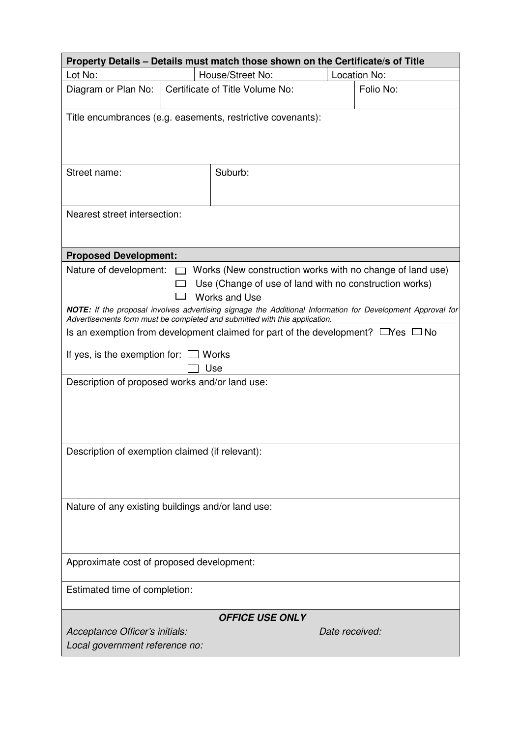| **Property Details – Details must match those shown on the Certificate/s of Title** | | |
|---|---|---|
| Lot No: | House/Street No: | Location No: |
| Diagram or Plan No: | Certificate of Title Volume No: | Folio No: |

Title encumbrances (e.g. easements, restrictive covenants):

| | |
|---|---|
| Street name: | Suburb: |

Nearest street intersection:

**Proposed Development:**

Nature of development:

- ☐ Works (New construction works with no change of land use)
- ☐ Use (Change of use of land with no construction works)
- ☐ Works and Use

***NOTE:*** *If the proposal involves advertising signage the Additional Information for Development Approval for Advertisements form must be completed and submitted with this application.*

Is an exemption from development claimed for part of the development? ☐Yes ☐No

If yes, is the exemption for:

- ☐ Works
- ☐ Use

Description of proposed works and/or land use:

Description of exemption claimed (if relevant):

Nature of any existing buildings and/or land use:

Approximate cost of proposed development:

Estimated time of completion:

***OFFICE USE ONLY***

*Acceptance Officer's initials:* *Date received:*

*Local government reference no:*